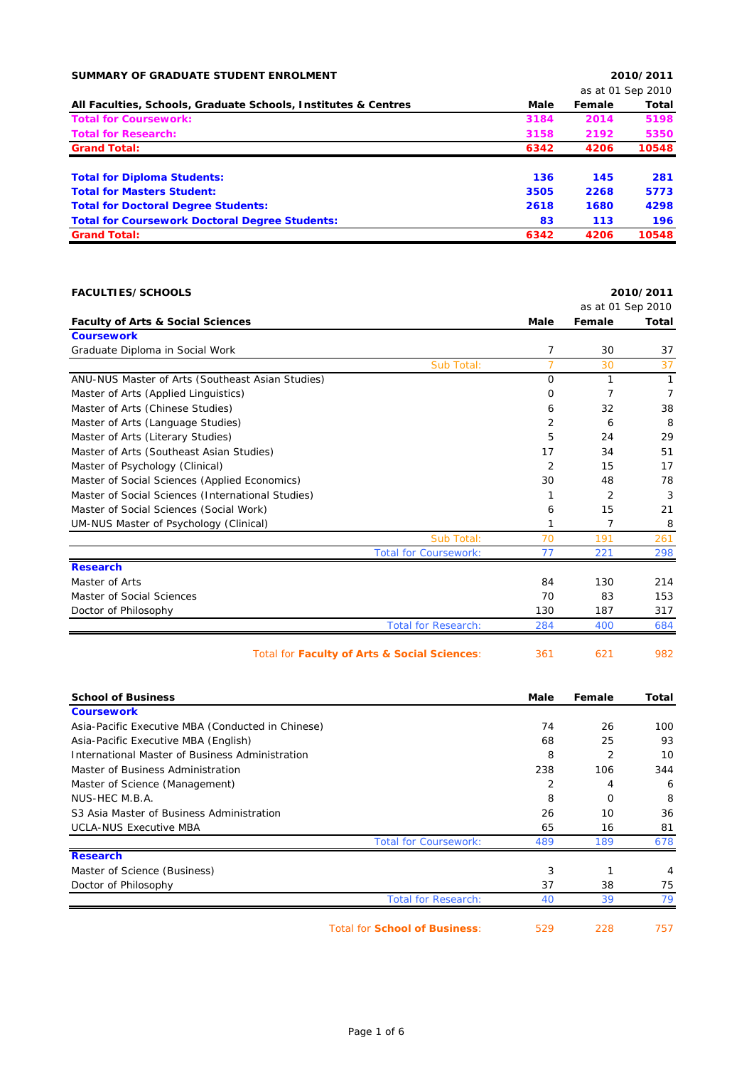## SUMMARY OF GRADUATE STUDENT ENROLMENT

2010/2011
as at 01 Sep 2010

| All Faculties, Schools, Graduate Schools, Institutes & Centres | Male | Female | Total |
|---|---|---|---|
| **Total for Coursework:** | **3184** | **2014** | **5198** |
| **Total for Research:** | **3158** | **2192** | **5350** |
| **Grand Total:** | **6342** | **4206** | **10548** |
| | | | |
| **Total for Diploma Students:** | **136** | **145** | **281** |
| **Total for Masters Student:** | **3505** | **2268** | **5773** |
| **Total for Doctoral Degree Students:** | **2618** | **1680** | **4298** |
| **Total for Coursework Doctoral Degree Students:** | **83** | **113** | **196** |
| **Grand Total:** | **6342** | **4206** | **10548** |

## FACULTIES/SCHOOLS

2010/2011
as at 01 Sep 2010

| Faculty of Arts & Social Sciences | Male | Female | Total |
|---|---|---|---|
| **Coursework** | | | |
| Graduate Diploma in Social Work | 7 | 30 | 37 |
| Sub Total: | 7 | 30 | 37 |
| ANU-NUS Master of Arts (Southeast Asian Studies) | 0 | 1 | 1 |
| Master of Arts (Applied Linguistics) | 0 | 7 | 7 |
| Master of Arts (Chinese Studies) | 6 | 32 | 38 |
| Master of Arts (Language Studies) | 2 | 6 | 8 |
| Master of Arts (Literary Studies) | 5 | 24 | 29 |
| Master of Arts (Southeast Asian Studies) | 17 | 34 | 51 |
| Master of Psychology (Clinical) | 2 | 15 | 17 |
| Master of Social Sciences (Applied Economics) | 30 | 48 | 78 |
| Master of Social Sciences (International Studies) | 1 | 2 | 3 |
| Master of Social Sciences (Social Work) | 6 | 15 | 21 |
| UM-NUS Master of Psychology (Clinical) | 1 | 7 | 8 |
| Sub Total: | 70 | 191 | 261 |
| Total for Coursework: | 77 | 221 | 298 |
| **Research** | | | |
| Master of Arts | 84 | 130 | 214 |
| Master of Social Sciences | 70 | 83 | 153 |
| Doctor of Philosophy | 130 | 187 | 317 |
| Total for Research: | 284 | 400 | 684 |
| | | | |
| Total for **Faculty of Arts & Social Sciences**: | 361 | 621 | 982 |

| School of Business | Male | Female | Total |
|---|---|---|---|
| **Coursework** | | | |
| Asia-Pacific Executive MBA (Conducted in Chinese) | 74 | 26 | 100 |
| Asia-Pacific Executive MBA (English) | 68 | 25 | 93 |
| International Master of Business Administration | 8 | 2 | 10 |
| Master of Business Administration | 238 | 106 | 344 |
| Master of Science (Management) | 2 | 4 | 6 |
| NUS-HEC M.B.A. | 8 | 0 | 8 |
| S3 Asia Master of Business Administration | 26 | 10 | 36 |
| UCLA-NUS Executive MBA | 65 | 16 | 81 |
| Total for Coursework: | 489 | 189 | 678 |
| **Research** | | | |
| Master of Science (Business) | 3 | 1 | 4 |
| Doctor of Philosophy | 37 | 38 | 75 |
| Total for Research: | 40 | 39 | 79 |
| | | | |
| Total for **School of Business**: | 529 | 228 | 757 |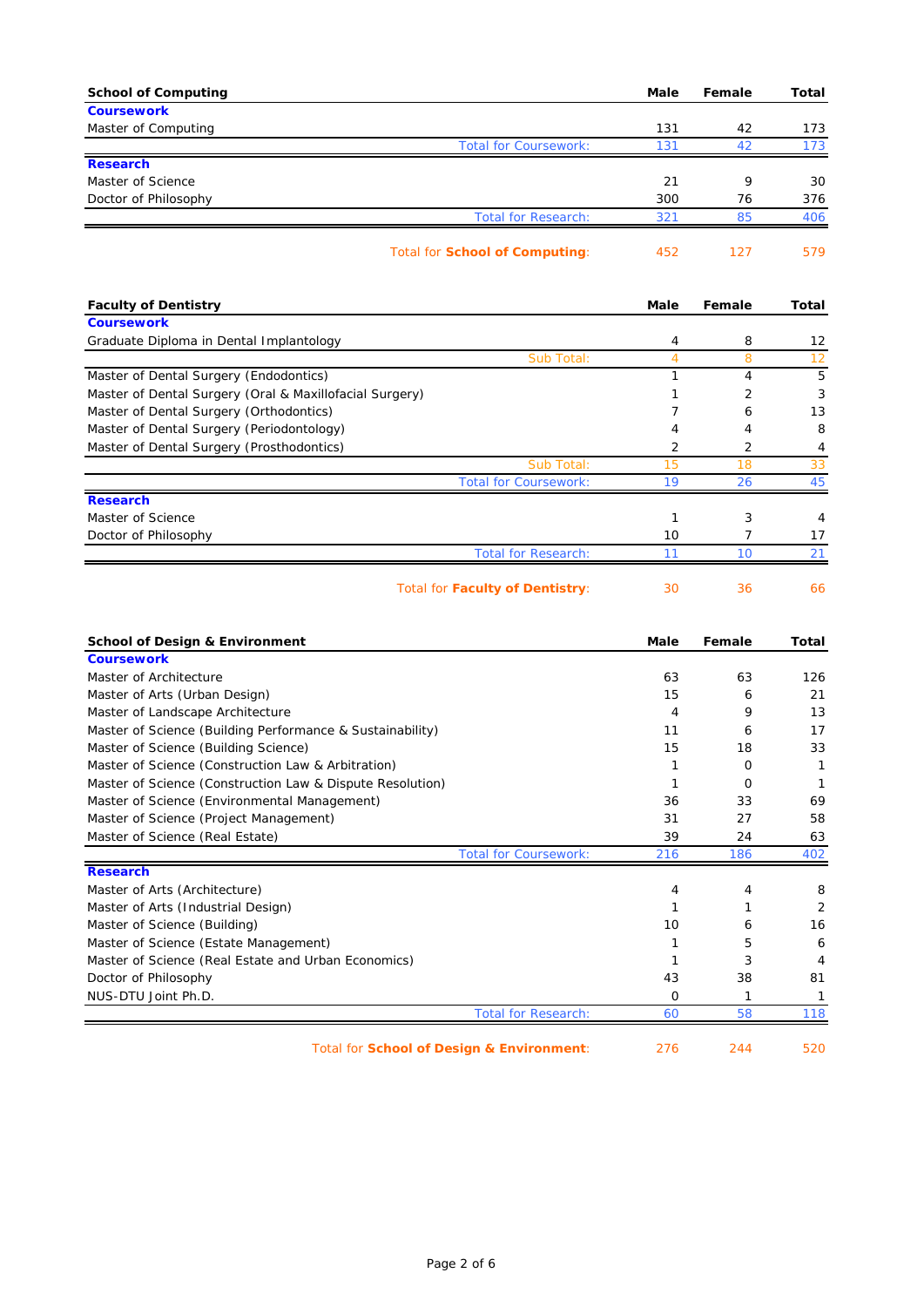| School of Computing | Male | Female | Total |
|---|---|---|---|
| **Coursework** | | | |
| Master of Computing | 131 | 42 | 173 |
| Total for Coursework: | 131 | 42 | 173 |
| **Research** | | | |
| Master of Science | 21 | 9 | 30 |
| Doctor of Philosophy | 300 | 76 | 376 |
| Total for Research: | 321 | 85 | 406 |
| Total for **School of Computing**: | 452 | 127 | 579 |

| Faculty of Dentistry | Male | Female | Total |
|---|---|---|---|
| **Coursework** | | | |
| Graduate Diploma in Dental Implantology | 4 | 8 | 12 |
| Sub Total: | 4 | 8 | 12 |
| Master of Dental Surgery (Endodontics) | 1 | 4 | 5 |
| Master of Dental Surgery (Oral & Maxillofacial Surgery) | 1 | 2 | 3 |
| Master of Dental Surgery (Orthodontics) | 7 | 6 | 13 |
| Master of Dental Surgery (Periodontology) | 4 | 4 | 8 |
| Master of Dental Surgery (Prosthodontics) | 2 | 2 | 4 |
| Sub Total: | 15 | 18 | 33 |
| Total for Coursework: | 19 | 26 | 45 |
| **Research** | | | |
| Master of Science | 1 | 3 | 4 |
| Doctor of Philosophy | 10 | 7 | 17 |
| Total for Research: | 11 | 10 | 21 |
| Total for **Faculty of Dentistry**: | 30 | 36 | 66 |

| School of Design & Environment | Male | Female | Total |
|---|---|---|---|
| **Coursework** | | | |
| Master of Architecture | 63 | 63 | 126 |
| Master of Arts (Urban Design) | 15 | 6 | 21 |
| Master of Landscape Architecture | 4 | 9 | 13 |
| Master of Science (Building Performance & Sustainability) | 11 | 6 | 17 |
| Master of Science (Building Science) | 15 | 18 | 33 |
| Master of Science (Construction Law & Arbitration) | 1 | 0 | 1 |
| Master of Science (Construction Law & Dispute Resolution) | 1 | 0 | 1 |
| Master of Science (Environmental Management) | 36 | 33 | 69 |
| Master of Science (Project Management) | 31 | 27 | 58 |
| Master of Science (Real Estate) | 39 | 24 | 63 |
| Total for Coursework: | 216 | 186 | 402 |
| **Research** | | | |
| Master of Arts (Architecture) | 4 | 4 | 8 |
| Master of Arts (Industrial Design) | 1 | 1 | 2 |
| Master of Science (Building) | 10 | 6 | 16 |
| Master of Science (Estate Management) | 1 | 5 | 6 |
| Master of Science (Real Estate and Urban Economics) | 1 | 3 | 4 |
| Doctor of Philosophy | 43 | 38 | 81 |
| NUS-DTU Joint Ph.D. | 0 | 1 | 1 |
| Total for Research: | 60 | 58 | 118 |
| Total for **School of Design & Environment**: | 276 | 244 | 520 |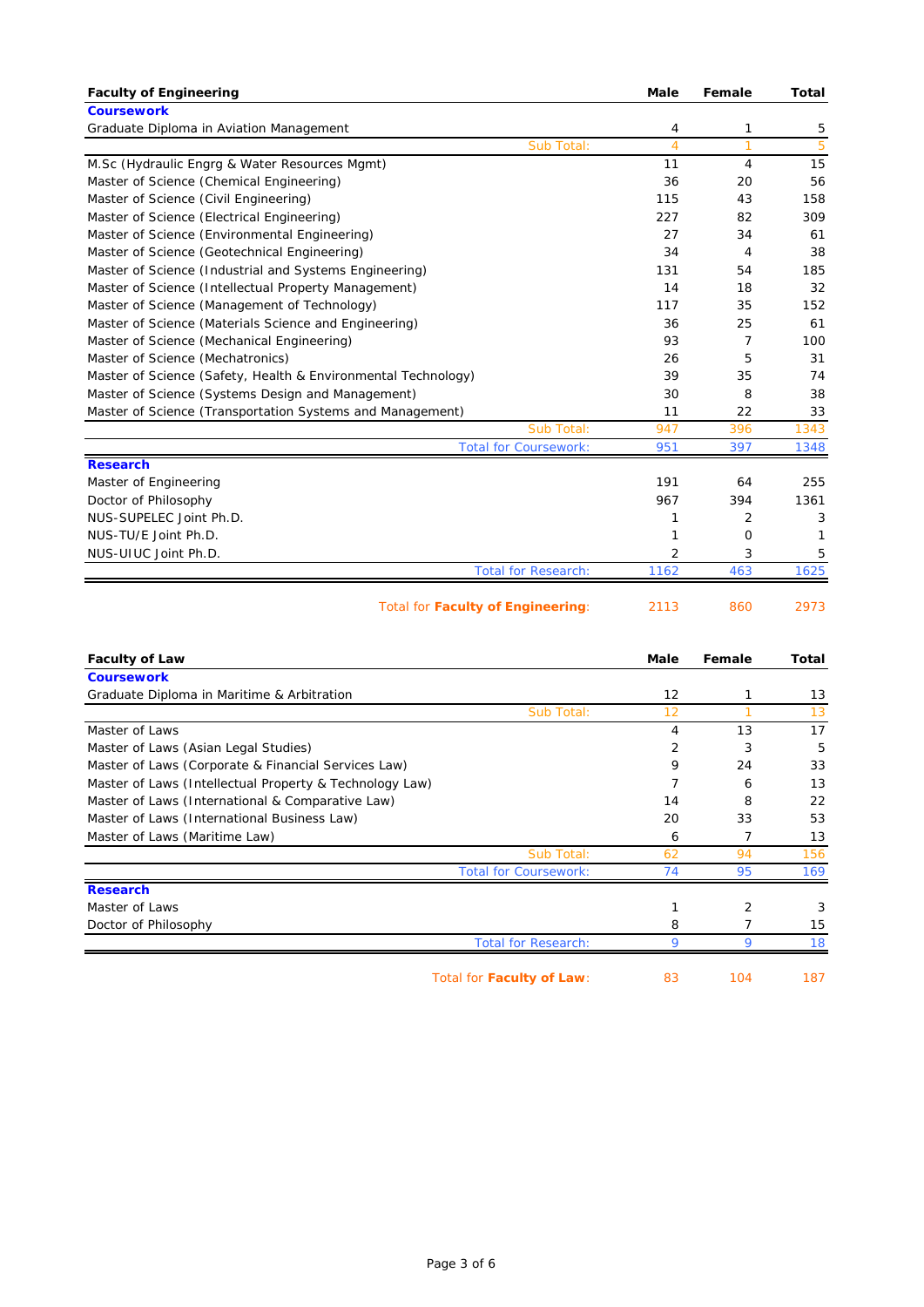| Faculty of Engineering | Male | Female | Total |
| --- | --- | --- | --- |
| **Coursework** | | | |
| Graduate Diploma in Aviation Management | 4 | 1 | 5 |
| Sub Total: | 4 | 1 | 5 |
| M.Sc (Hydraulic Engrg & Water Resources Mgmt) | 11 | 4 | 15 |
| Master of Science (Chemical Engineering) | 36 | 20 | 56 |
| Master of Science (Civil Engineering) | 115 | 43 | 158 |
| Master of Science (Electrical Engineering) | 227 | 82 | 309 |
| Master of Science (Environmental Engineering) | 27 | 34 | 61 |
| Master of Science (Geotechnical Engineering) | 34 | 4 | 38 |
| Master of Science (Industrial and Systems Engineering) | 131 | 54 | 185 |
| Master of Science (Intellectual Property Management) | 14 | 18 | 32 |
| Master of Science (Management of Technology) | 117 | 35 | 152 |
| Master of Science (Materials Science and Engineering) | 36 | 25 | 61 |
| Master of Science (Mechanical Engineering) | 93 | 7 | 100 |
| Master of Science (Mechatronics) | 26 | 5 | 31 |
| Master of Science (Safety, Health & Environmental Technology) | 39 | 35 | 74 |
| Master of Science (Systems Design and Management) | 30 | 8 | 38 |
| Master of Science (Transportation Systems and Management) | 11 | 22 | 33 |
| Sub Total: | 947 | 396 | 1343 |
| Total for Coursework: | 951 | 397 | 1348 |
| **Research** | | | |
| Master of Engineering | 191 | 64 | 255 |
| Doctor of Philosophy | 967 | 394 | 1361 |
| NUS-SUPELEC Joint Ph.D. | 1 | 2 | 3 |
| NUS-TU/E Joint Ph.D. | 1 | 0 | 1 |
| NUS-UIUC Joint Ph.D. | 2 | 3 | 5 |
| Total for Research: | 1162 | 463 | 1625 |
| Total for **Faculty of Engineering**: | 2113 | 860 | 2973 |

| Faculty of Law | Male | Female | Total |
| --- | --- | --- | --- |
| **Coursework** | | | |
| Graduate Diploma in Maritime & Arbitration | 12 | 1 | 13 |
| Sub Total: | 12 | 1 | 13 |
| Master of Laws | 4 | 13 | 17 |
| Master of Laws (Asian Legal Studies) | 2 | 3 | 5 |
| Master of Laws (Corporate & Financial Services Law) | 9 | 24 | 33 |
| Master of Laws (Intellectual Property & Technology Law) | 7 | 6 | 13 |
| Master of Laws (International & Comparative Law) | 14 | 8 | 22 |
| Master of Laws (International Business Law) | 20 | 33 | 53 |
| Master of Laws (Maritime Law) | 6 | 7 | 13 |
| Sub Total: | 62 | 94 | 156 |
| Total for Coursework: | 74 | 95 | 169 |
| **Research** | | | |
| Master of Laws | 1 | 2 | 3 |
| Doctor of Philosophy | 8 | 7 | 15 |
| Total for Research: | 9 | 9 | 18 |
| Total for **Faculty of Law**: | 83 | 104 | 187 |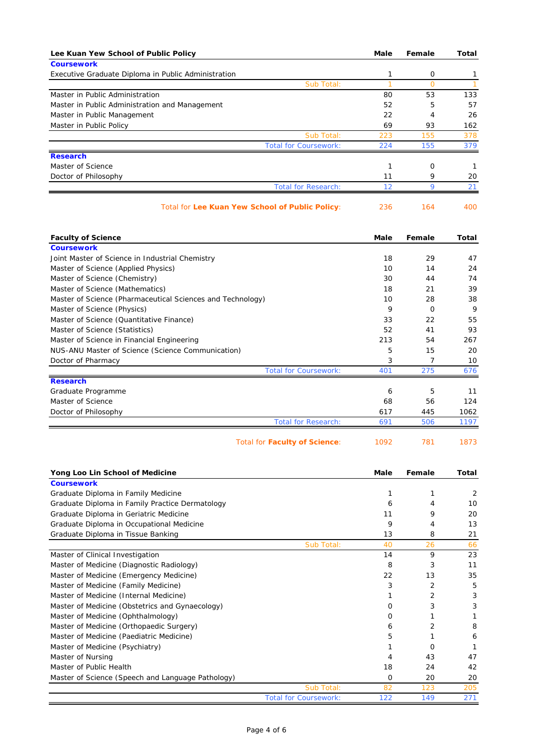| Lee Kuan Yew School of Public Policy | Male | Female | Total |
|---|---|---|---|
| **Coursework** | | | |
| Executive Graduate Diploma in Public Administration | 1 | 0 | 1 |
| Sub Total: | 1 | 0 | 1 |
| Master in Public Administration | 80 | 53 | 133 |
| Master in Public Administration and Management | 52 | 5 | 57 |
| Master in Public Management | 22 | 4 | 26 |
| Master in Public Policy | 69 | 93 | 162 |
| Sub Total: | 223 | 155 | 378 |
| Total for Coursework: | 224 | 155 | 379 |
| **Research** | | | |
| Master of Science | 1 | 0 | 1 |
| Doctor of Philosophy | 11 | 9 | 20 |
| Total for Research: | 12 | 9 | 21 |
| Total for **Lee Kuan Yew School of Public Policy**: | 236 | 164 | 400 |

| Faculty of Science | Male | Female | Total |
|---|---|---|---|
| **Coursework** | | | |
| Joint Master of Science in Industrial Chemistry | 18 | 29 | 47 |
| Master of Science (Applied Physics) | 10 | 14 | 24 |
| Master of Science (Chemistry) | 30 | 44 | 74 |
| Master of Science (Mathematics) | 18 | 21 | 39 |
| Master of Science (Pharmaceutical Sciences and Technology) | 10 | 28 | 38 |
| Master of Science (Physics) | 9 | 0 | 9 |
| Master of Science (Quantitative Finance) | 33 | 22 | 55 |
| Master of Science (Statistics) | 52 | 41 | 93 |
| Master of Science in Financial Engineering | 213 | 54 | 267 |
| NUS-ANU Master of Science (Science Communication) | 5 | 15 | 20 |
| Doctor of Pharmacy | 3 | 7 | 10 |
| Total for Coursework: | 401 | 275 | 676 |
| **Research** | | | |
| Graduate Programme | 6 | 5 | 11 |
| Master of Science | 68 | 56 | 124 |
| Doctor of Philosophy | 617 | 445 | 1062 |
| Total for Research: | 691 | 506 | 1197 |
| Total for **Faculty of Science**: | 1092 | 781 | 1873 |

| Yong Loo Lin School of Medicine | Male | Female | Total |
|---|---|---|---|
| **Coursework** | | | |
| Graduate Diploma in Family Medicine | 1 | 1 | 2 |
| Graduate Diploma in Family Practice Dermatology | 6 | 4 | 10 |
| Graduate Diploma in Geriatric Medicine | 11 | 9 | 20 |
| Graduate Diploma in Occupational Medicine | 9 | 4 | 13 |
| Graduate Diploma in Tissue Banking | 13 | 8 | 21 |
| Sub Total: | 40 | 26 | 66 |
| Master of Clinical Investigation | 14 | 9 | 23 |
| Master of Medicine (Diagnostic Radiology) | 8 | 3 | 11 |
| Master of Medicine (Emergency Medicine) | 22 | 13 | 35 |
| Master of Medicine (Family Medicine) | 3 | 2 | 5 |
| Master of Medicine (Internal Medicine) | 1 | 2 | 3 |
| Master of Medicine (Obstetrics and Gynaecology) | 0 | 3 | 3 |
| Master of Medicine (Ophthalmology) | 0 | 1 | 1 |
| Master of Medicine (Orthopaedic Surgery) | 6 | 2 | 8 |
| Master of Medicine (Paediatric Medicine) | 5 | 1 | 6 |
| Master of Medicine (Psychiatry) | 1 | 0 | 1 |
| Master of Nursing | 4 | 43 | 47 |
| Master of Public Health | 18 | 24 | 42 |
| Master of Science (Speech and Language Pathology) | 0 | 20 | 20 |
| Sub Total: | 82 | 123 | 205 |
| Total for Coursework: | 122 | 149 | 271 |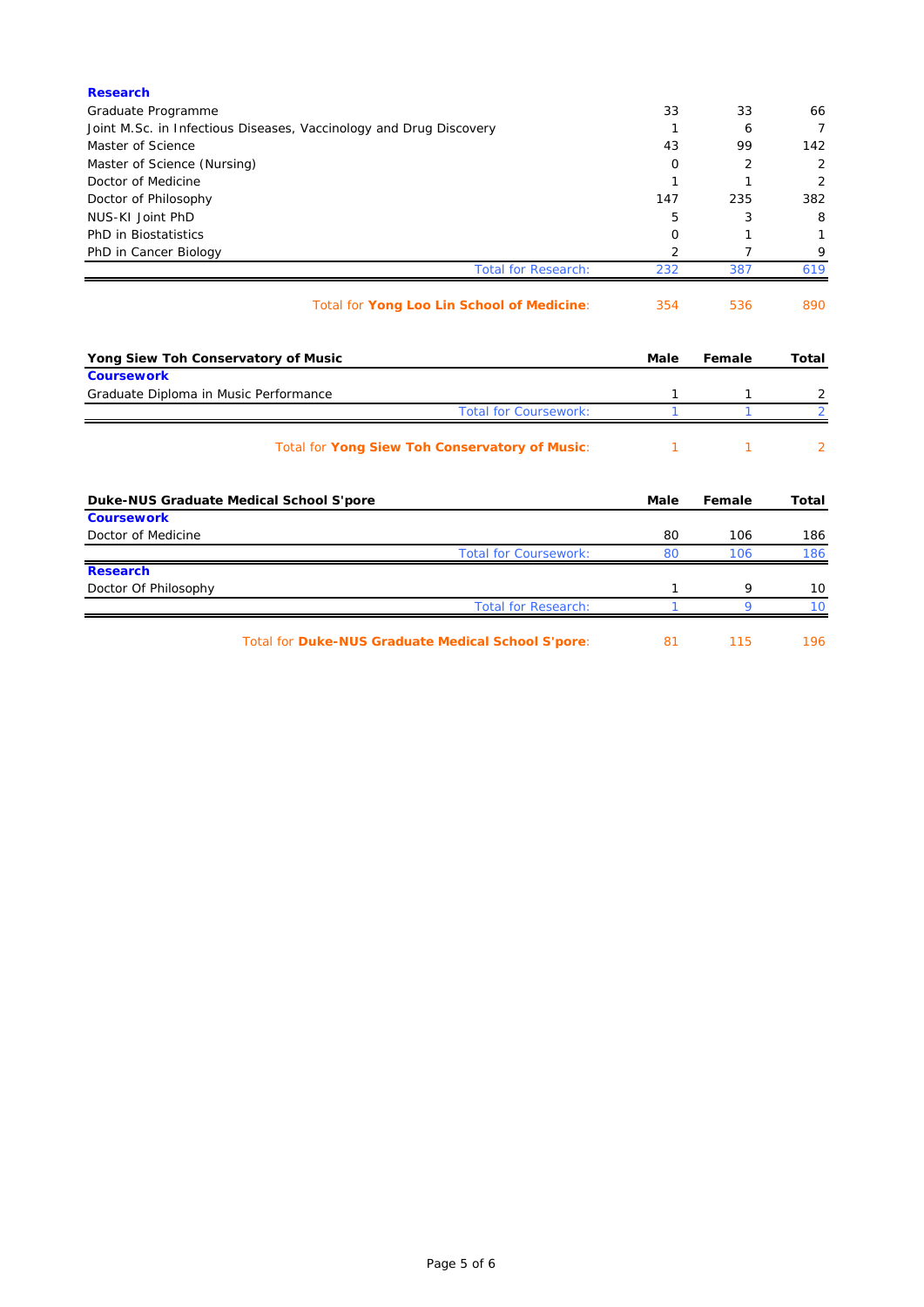| Research | Male | Female | Total |
|---|---|---|---|
| Graduate Programme | 33 | 33 | 66 |
| Joint M.Sc. in Infectious Diseases, Vaccinology and Drug Discovery | 1 | 6 | 7 |
| Master of Science | 43 | 99 | 142 |
| Master of Science (Nursing) | 0 | 2 | 2 |
| Doctor of Medicine | 1 | 1 | 2 |
| Doctor of Philosophy | 147 | 235 | 382 |
| NUS-KI Joint PhD | 5 | 3 | 8 |
| PhD in Biostatistics | 0 | 1 | 1 |
| PhD in Cancer Biology | 2 | 7 | 9 |
| Total for Research: | 232 | 387 | 619 |

| | Male | Female | Total |
|---|---|---|---|
| Total for **Yong Loo Lin School of Medicine**: | 354 | 536 | 890 |

| Yong Siew Toh Conservatory of Music | Male | Female | Total |
|---|---|---|---|
| **Coursework** | | | |
| Graduate Diploma in Music Performance | 1 | 1 | 2 |
| Total for Coursework: | 1 | 1 | 2 |
| Total for **Yong Siew Toh Conservatory of Music**: | 1 | 1 | 2 |

| Duke-NUS Graduate Medical School S'pore | Male | Female | Total |
|---|---|---|---|
| **Coursework** | | | |
| Doctor of Medicine | 80 | 106 | 186 |
| Total for Coursework: | 80 | 106 | 186 |
| **Research** | | | |
| Doctor Of Philosophy | 1 | 9 | 10 |
| Total for Research: | 1 | 9 | 10 |
| Total for **Duke-NUS Graduate Medical School S'pore**: | 81 | 115 | 196 |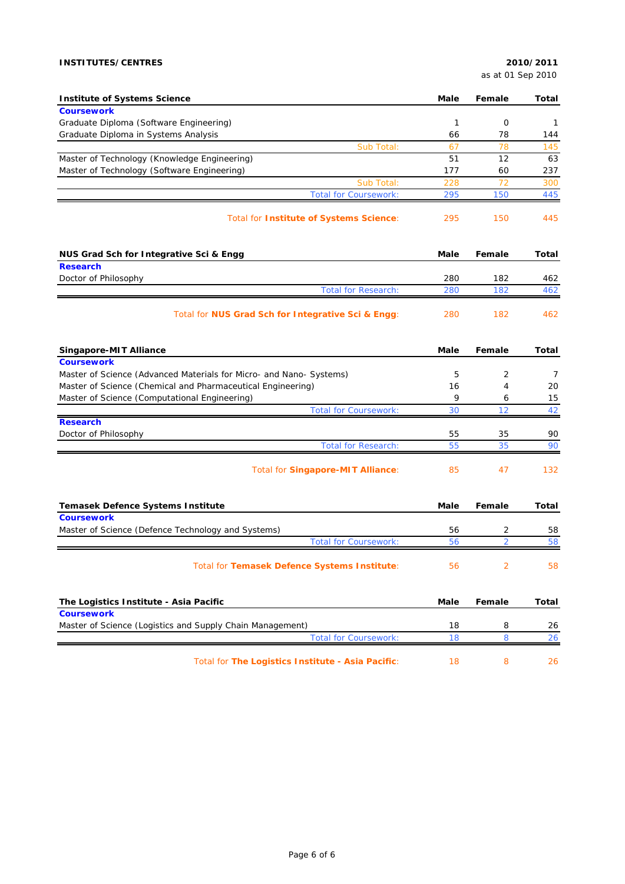**INSTITUTES/CENTRES**

**2010/2011**
as at 01 Sep 2010

| **Institute of Systems Science** | **Male** | **Female** | **Total** |
|---|---|---|---|
| **Coursework** | | | |
| Graduate Diploma (Software Engineering) | 1 | 0 | 1 |
| Graduate Diploma in Systems Analysis | 66 | 78 | 144 |
| Sub Total: | 67 | 78 | 145 |
| Master of Technology (Knowledge Engineering) | 51 | 12 | 63 |
| Master of Technology (Software Engineering) | 177 | 60 | 237 |
| Sub Total: | 228 | 72 | 300 |
| Total for Coursework: | 295 | 150 | 445 |
| Total for **Institute of Systems Science**: | 295 | 150 | 445 |

| **NUS Grad Sch for Integrative Sci & Engg** | **Male** | **Female** | **Total** |
|---|---|---|---|
| **Research** | | | |
| Doctor of Philosophy | 280 | 182 | 462 |
| Total for Research: | 280 | 182 | 462 |
| Total for **NUS Grad Sch for Integrative Sci & Engg**: | 280 | 182 | 462 |

| **Singapore-MIT Alliance** | **Male** | **Female** | **Total** |
|---|---|---|---|
| **Coursework** | | | |
| Master of Science (Advanced Materials for Micro- and Nano- Systems) | 5 | 2 | 7 |
| Master of Science (Chemical and Pharmaceutical Engineering) | 16 | 4 | 20 |
| Master of Science (Computational Engineering) | 9 | 6 | 15 |
| Total for Coursework: | 30 | 12 | 42 |
| **Research** | | | |
| Doctor of Philosophy | 55 | 35 | 90 |
| Total for Research: | 55 | 35 | 90 |
| Total for **Singapore-MIT Alliance**: | 85 | 47 | 132 |

| **Temasek Defence Systems Institute** | **Male** | **Female** | **Total** |
|---|---|---|---|
| **Coursework** | | | |
| Master of Science (Defence Technology and Systems) | 56 | 2 | 58 |
| Total for Coursework: | 56 | 2 | 58 |
| Total for **Temasek Defence Systems Institute**: | 56 | 2 | 58 |

| **The Logistics Institute - Asia Pacific** | **Male** | **Female** | **Total** |
|---|---|---|---|
| **Coursework** | | | |
| Master of Science (Logistics and Supply Chain Management) | 18 | 8 | 26 |
| Total for Coursework: | 18 | 8 | 26 |
| Total for **The Logistics Institute - Asia Pacific**: | 18 | 8 | 26 |